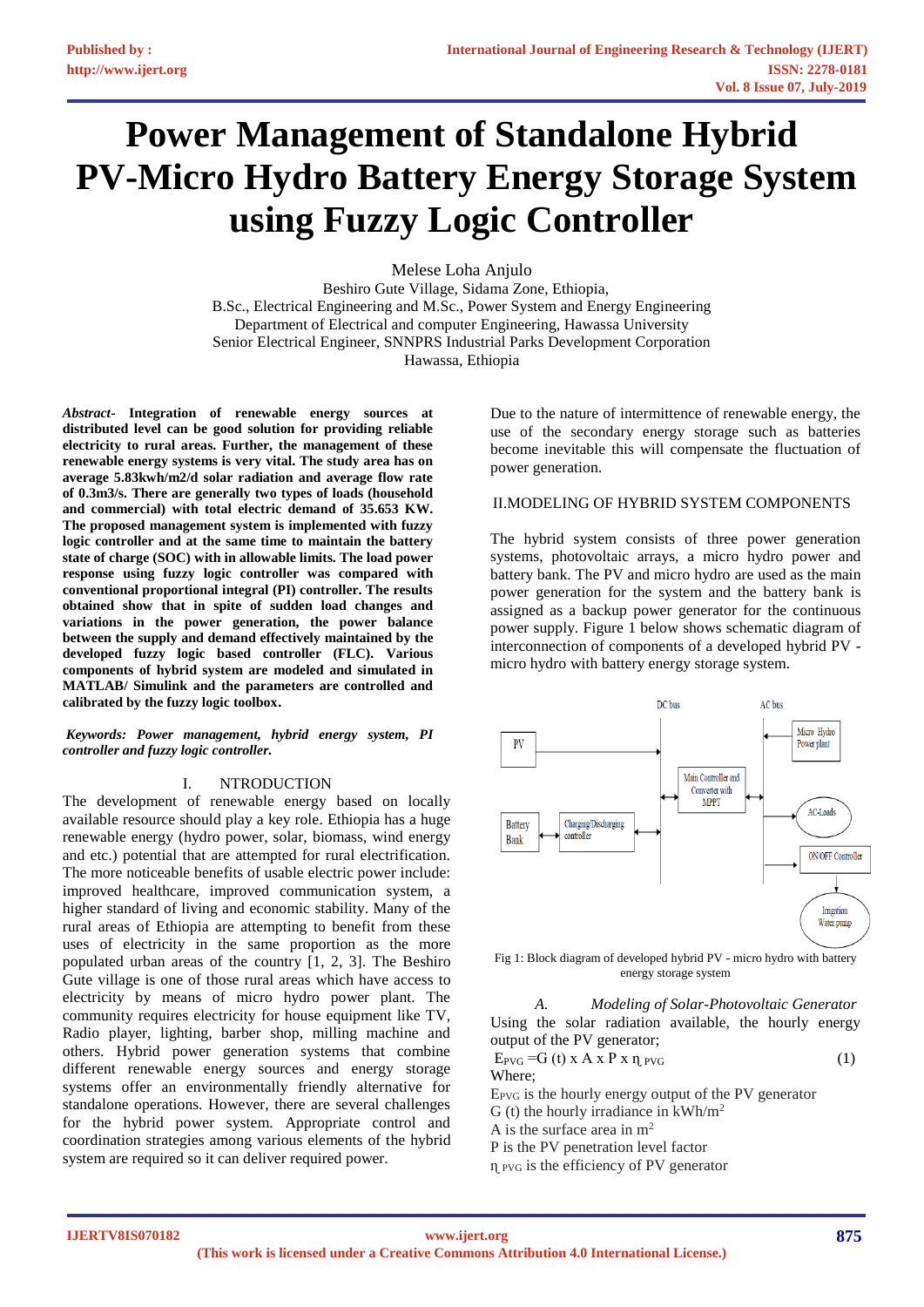# Power Management of Standalone Hybrid PV-Micro Hydro Battery Energy Storage System using Fuzzy Logic Controller

Melese Loha Anjulo
Beshiro Gute Village, Sidama Zone, Ethiopia,
B.Sc., Electrical Engineering and M.Sc., Power System and Energy Engineering
Department of Electrical and computer Engineering, Hawassa University
Senior Electrical Engineer, SNNPRS Industrial Parks Development Corporation
Hawassa, Ethiopia

***Abstract*- Integration of renewable energy sources at distributed level can be good solution for providing reliable electricity to rural areas. Further, the management of these renewable energy systems is very vital. The study area has on average 5.83kwh/m2/d solar radiation and average flow rate of 0.3m3/s. There are generally two types of loads (household and commercial) with total electric demand of 35.653 KW. The proposed management system is implemented with fuzzy logic controller and at the same time to maintain the battery state of charge (SOC) with in allowable limits. The load power response using fuzzy logic controller was compared with conventional proportional integral (PI) controller. The results obtained show that in spite of sudden load changes and variations in the power generation, the power balance between the supply and demand effectively maintained by the developed fuzzy logic based controller (FLC). Various components of hybrid system are modeled and simulated in MATLAB/ Simulink and the parameters are controlled and calibrated by the fuzzy logic toolbox.**

***Keywords: Power management, hybrid energy system, PI controller and fuzzy logic controller.***

## I. NTRODUCTION

The development of renewable energy based on locally available resource should play a key role. Ethiopia has a huge renewable energy (hydro power, solar, biomass, wind energy and etc.) potential that are attempted for rural electrification. The more noticeable benefits of usable electric power include: improved healthcare, improved communication system, a higher standard of living and economic stability. Many of the rural areas of Ethiopia are attempting to benefit from these uses of electricity in the same proportion as the more populated urban areas of the country [1, 2, 3]. The Beshiro Gute village is one of those rural areas which have access to electricity by means of micro hydro power plant. The community requires electricity for house equipment like TV, Radio player, lighting, barber shop, milling machine and others. Hybrid power generation systems that combine different renewable energy sources and energy storage systems offer an environmentally friendly alternative for standalone operations. However, there are several challenges for the hybrid power system. Appropriate control and coordination strategies among various elements of the hybrid system are required so it can deliver required power.

Due to the nature of intermittence of renewable energy, the use of the secondary energy storage such as batteries become inevitable this will compensate the fluctuation of power generation.

## II. MODELING OF HYBRID SYSTEM COMPONENTS

The hybrid system consists of three power generation systems, photovoltaic arrays, a micro hydro power and battery bank. The PV and micro hydro are used as the main power generation for the system and the battery bank is assigned as a backup power generator for the continuous power supply. Figure 1 below shows schematic diagram of interconnection of components of a developed hybrid PV - micro hydro with battery energy storage system.

Fig 1: Block diagram of developed hybrid PV - micro hydro with battery energy storage system

### A. Modeling of Solar-Photovoltaic Generator

Using the solar radiation available, the hourly energy output of the PV generator;

$$E_{PVG} = G(t) \times A \times P \times \eta_{PVG} \quad (1)$$

Where;

$E_{PVG}$ is the hourly energy output of the PV generator
G (t) the hourly irradiance in $kWh/m^2$
A is the surface area in $m^2$
P is the PV penetration level factor
$\eta_{PVG}$ is the efficiency of PV generator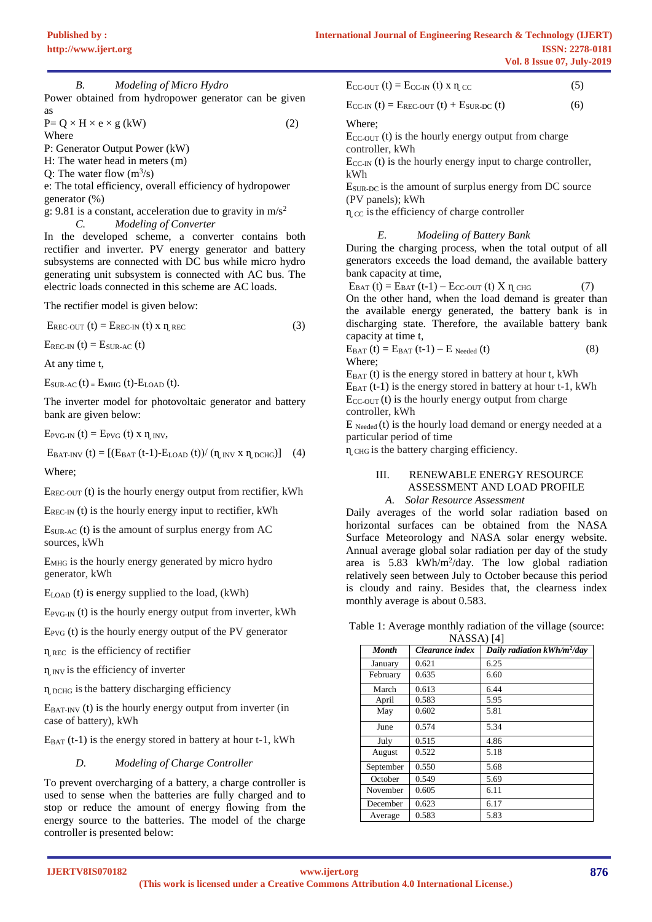### B. Modeling of Micro Hydro

Power obtained from hydropower generator can be given as

$$P = Q \times H \times e \times g \text{ (kW)} \quad (2)$$

Where

P: Generator Output Power (kW)

H: The water head in meters (m)

Q: The water flow ($m^3/s$)

e: The total efficiency, overall efficiency of hydropower generator (%)

g: 9.81 is a constant, acceleration due to gravity in $m/s^2$

### C. Modeling of Converter

In the developed scheme, a converter contains both rectifier and inverter. PV energy generator and battery subsystems are connected with DC bus while micro hydro generating unit subsystem is connected with AC bus. The electric loads connected in this scheme are AC loads.

The rectifier model is given below:

$$E_{REC\text{-}OUT}(t) = E_{REC\text{-}IN}(t) \times \eta_{REC} \quad (3)$$

$$E_{REC\text{-}IN}(t) = E_{SUR\text{-}AC}(t)$$

At any time t,

$$E_{SUR\text{-}AC}(t) = E_{MHG}(t) - E_{LOAD}(t).$$

The inverter model for photovoltaic generator and battery bank are given below:

$$E_{PVG\text{-}IN}(t) = E_{PVG}(t) \times \eta_{INV},$$

$$E_{BAT\text{-}INV}(t) = [(E_{BAT}(t-1) - E_{LOAD}(t)) / (\eta_{INV} \times \eta_{DCHG})] \quad (4)$$

Where;

$E_{REC\text{-}OUT}(t)$ is the hourly energy output from rectifier, kWh

$E_{REC\text{-}IN}(t)$ is the hourly energy input to rectifier, kWh

$E_{SUR\text{-}AC}(t)$ is the amount of surplus energy from AC sources, kWh

$E_{MHG}$ is the hourly energy generated by micro hydro generator, kWh

$E_{LOAD}(t)$ is energy supplied to the load, (kWh)

$E_{PVG\text{-}IN}(t)$ is the hourly energy output from inverter, kWh

$E_{PVG}(t)$ is the hourly energy output of the PV generator

$\eta_{REC}$ is the efficiency of rectifier

$\eta_{INV}$ is the efficiency of inverter

$\eta_{DCHG}$ is the battery discharging efficiency

$E_{BAT\text{-}INV}(t)$ is the hourly energy output from inverter (in case of battery), kWh

$E_{BAT}(t-1)$ is the energy stored in battery at hour t-1, kWh

### D. Modeling of Charge Controller

To prevent overcharging of a battery, a charge controller is used to sense when the batteries are fully charged and to stop or reduce the amount of energy flowing from the energy source to the batteries. The model of the charge controller is presented below:

$$E_{CC\text{-}OUT}(t) = E_{CC\text{-}IN}(t) \times \eta_{CC} \quad (5)$$

$$E_{CC\text{-}IN}(t) = E_{REC\text{-}OUT}(t) + E_{SUR\text{-}DC}(t) \quad (6)$$

Where;

$E_{CC\text{-}OUT}(t)$ is the hourly energy output from charge controller, kWh

$E_{CC\text{-}IN}(t)$ is the hourly energy input to charge controller, kWh

$E_{SUR\text{-}DC}$ is the amount of surplus energy from DC source (PV panels); kWh

$\eta_{CC}$ is the efficiency of charge controller

### E. Modeling of Battery Bank

During the charging process, when the total output of all generators exceeds the load demand, the available battery bank capacity at time,

$$E_{BAT}(t) = E_{BAT}(t-1) - E_{CC\text{-}OUT}(t) \times \eta_{CHG} \quad (7)$$

On the other hand, when the load demand is greater than the available energy generated, the battery bank is in discharging state. Therefore, the available battery bank capacity at time t,

$$E_{BAT}(t) = E_{BAT}(t-1) - E_{Needed}(t) \quad (8)$$

Where;

$E_{BAT}(t)$ is the energy stored in battery at hour t, kWh

$E_{BAT}(t-1)$ is the energy stored in battery at hour t-1, kWh

$E_{CC\text{-}OUT}(t)$ is the hourly energy output from charge controller, kWh

$E_{Needed}(t)$ is the hourly load demand or energy needed at a particular period of time

$\eta_{CHG}$ is the battery charging efficiency.

## III. RENEWABLE ENERGY RESOURCE ASSESSMENT AND LOAD PROFILE

### A. Solar Resource Assessment

Daily averages of the world solar radiation based on horizontal surfaces can be obtained from the NASA Surface Meteorology and NASA solar energy website. Annual average global solar radiation per day of the study area is 5.83 $kWh/m^2/day$. The low global radiation relatively seen between July to October because this period is cloudy and rainy. Besides that, the clearness index monthly average is about 0.583.

Table 1: Average monthly radiation of the village (source: NASSA) [4]

| Month | Clearance index | Daily radiation kWh/m²/day |
|---|---|---|
| January | 0.621 | 6.25 |
| February | 0.635 | 6.60 |
| March | 0.613 | 6.44 |
| April | 0.583 | 5.95 |
| May | 0.602 | 5.81 |
| June | 0.574 | 5.34 |
| July | 0.515 | 4.86 |
| August | 0.522 | 5.18 |
| September | 0.550 | 5.68 |
| October | 0.549 | 5.69 |
| November | 0.605 | 6.11 |
| December | 0.623 | 6.17 |
| Average | 0.583 | 5.83 |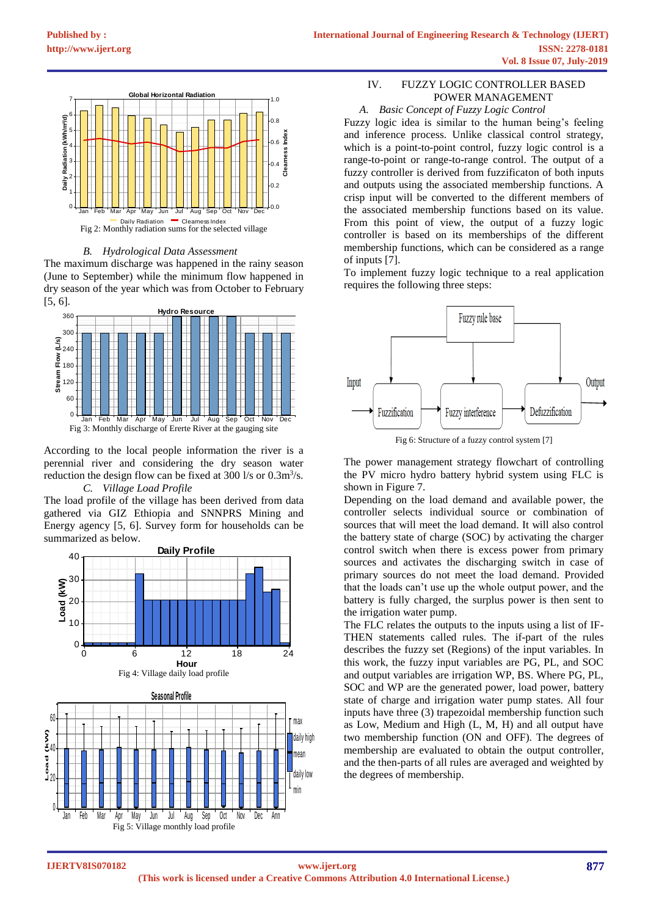Fig 2: Monthly radiation sums for the selected village

### *B. Hydrological Data Assessment*

The maximum discharge was happened in the rainy season (June to September) while the minimum flow happened in dry season of the year which was from October to February [5, 6].

Fig 3: Monthly discharge of Ererte River at the gauging site

According to the local people information the river is a perennial river and considering the dry season water reduction the design flow can be fixed at 300 l/s or $0.3m^3/s$.

### *C. Village Load Profile*

The load profile of the village has been derived from data gathered via GIZ Ethiopia and SNNPRS Mining and Energy agency [5, 6]. Survey form for households can be summarized as below.

Fig 4: Village daily load profile

Fig 5: Village monthly load profile

## IV. FUZZY LOGIC CONTROLLER BASED POWER MANAGEMENT

### *A. Basic Concept of Fuzzy Logic Control*

Fuzzy logic idea is similar to the human being's feeling and inference process. Unlike classical control strategy, which is a point-to-point control, fuzzy logic control is a range-to-point or range-to-range control. The output of a fuzzy controller is derived from fuzzificaton of both inputs and outputs using the associated membership functions. A crisp input will be converted to the different members of the associated membership functions based on its value. From this point of view, the output of a fuzzy logic controller is based on its memberships of the different membership functions, which can be considered as a range of inputs [7].

To implement fuzzy logic technique to a real application requires the following three steps:

Fig 6: Structure of a fuzzy control system [7]

The power management strategy flowchart of controlling the PV micro hydro battery hybrid system using FLC is shown in Figure 7.

Depending on the load demand and available power, the controller selects individual source or combination of sources that will meet the load demand. It will also control the battery state of charge (SOC) by activating the charger control switch when there is excess power from primary sources and activates the discharging switch in case of primary sources do not meet the load demand. Provided that the loads can't use up the whole output power, and the battery is fully charged, the surplus power is then sent to the irrigation water pump.

The FLC relates the outputs to the inputs using a list of IF-THEN statements called rules. The if-part of the rules describes the fuzzy set (Regions) of the input variables. In this work, the fuzzy input variables are PG, PL, and SOC and output variables are irrigation WP, BS. Where PG, PL, SOC and WP are the generated power, load power, battery state of charge and irrigation water pump states. All four inputs have three (3) trapezoidal membership function such as Low, Medium and High (L, M, H) and all output have two membership function (ON and OFF). The degrees of membership are evaluated to obtain the output controller, and the then-parts of all rules are averaged and weighted by the degrees of membership.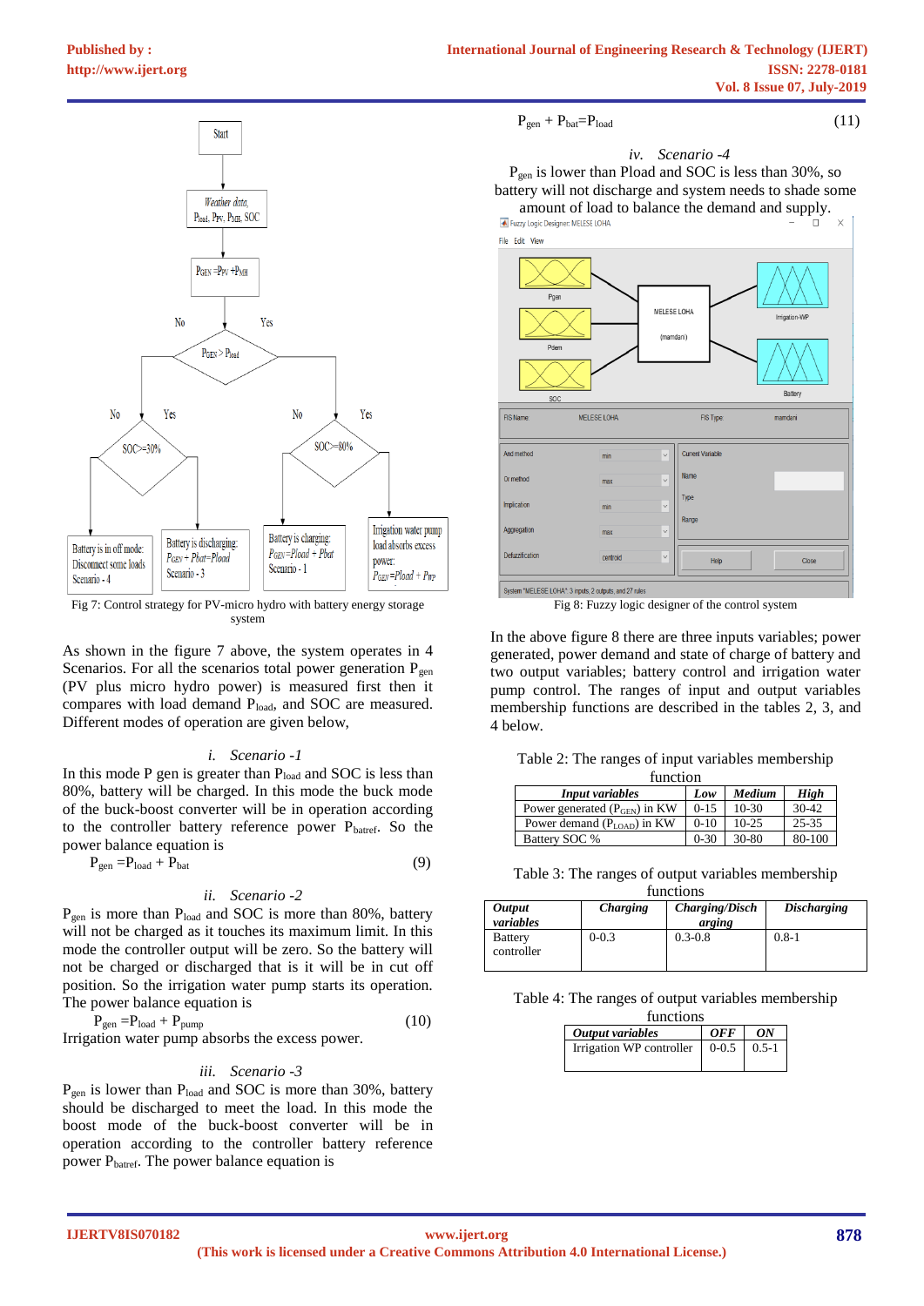Fig 7: Control strategy for PV-micro hydro with battery energy storage system

As shown in the figure 7 above, the system operates in 4 Scenarios. For all the scenarios total power generation $P_{gen}$ (PV plus micro hydro power) is measured first then it compares with load demand $P_{load}$, and SOC are measured. Different modes of operation are given below,

*i. Scenario -1*

In this mode P gen is greater than $P_{load}$ and SOC is less than 80%, battery will be charged. In this mode the buck mode of the buck-boost converter will be in operation according to the controller battery reference power $P_{batref}$. So the power balance equation is

$$P_{gen} = P_{load} + P_{bat} \tag{9}$$

*ii. Scenario -2*

$P_{gen}$ is more than $P_{load}$ and SOC is more than 80%, battery will not be charged as it touches its maximum limit. In this mode the controller output will be zero. So the battery will not be charged or discharged that is it will be in cut off position. So the irrigation water pump starts its operation. The power balance equation is

$$P_{gen} = P_{load} + P_{pump} \tag{10}$$

Irrigation water pump absorbs the excess power.

*iii. Scenario -3*

$P_{gen}$ is lower than $P_{load}$ and SOC is more than 30%, battery should be discharged to meet the load. In this mode the boost mode of the buck-boost converter will be in operation according to the controller battery reference power $P_{batref}$. The power balance equation is

$$P_{gen} + P_{bat} = P_{load} \tag{11}$$

*iv. Scenario -4*

$P_{gen}$ is lower than Pload and SOC is less than 30%, so battery will not discharge and system needs to shade some amount of load to balance the demand and supply.

Fig 8: Fuzzy logic designer of the control system

In the above figure 8 there are three inputs variables; power generated, power demand and state of charge of battery and two output variables; battery control and irrigation water pump control. The ranges of input and output variables membership functions are described in the tables 2, 3, and 4 below.

Table 2: The ranges of input variables membership function

| *Input variables* | *Low* | *Medium* | *High* |
|---|---|---|---|
| Power generated ($P_{GEN}$) in KW | 0-15 | 10-30 | 30-42 |
| Power demand ($P_{LOAD}$) in KW | 0-10 | 10-25 | 25-35 |
| Battery SOC % | 0-30 | 30-80 | 80-100 |

Table 3: The ranges of output variables membership functions

| *Output variables* | *Charging* | *Charging/Discharging* | *Discharging* |
|---|---|---|---|
| Battery controller | 0-0.3 | 0.3-0.8 | 0.8-1 |

Table 4: The ranges of output variables membership functions

| *Output variables* | *OFF* | *ON* |
|---|---|---|
| Irrigation WP controller | 0-0.5 | 0.5-1 |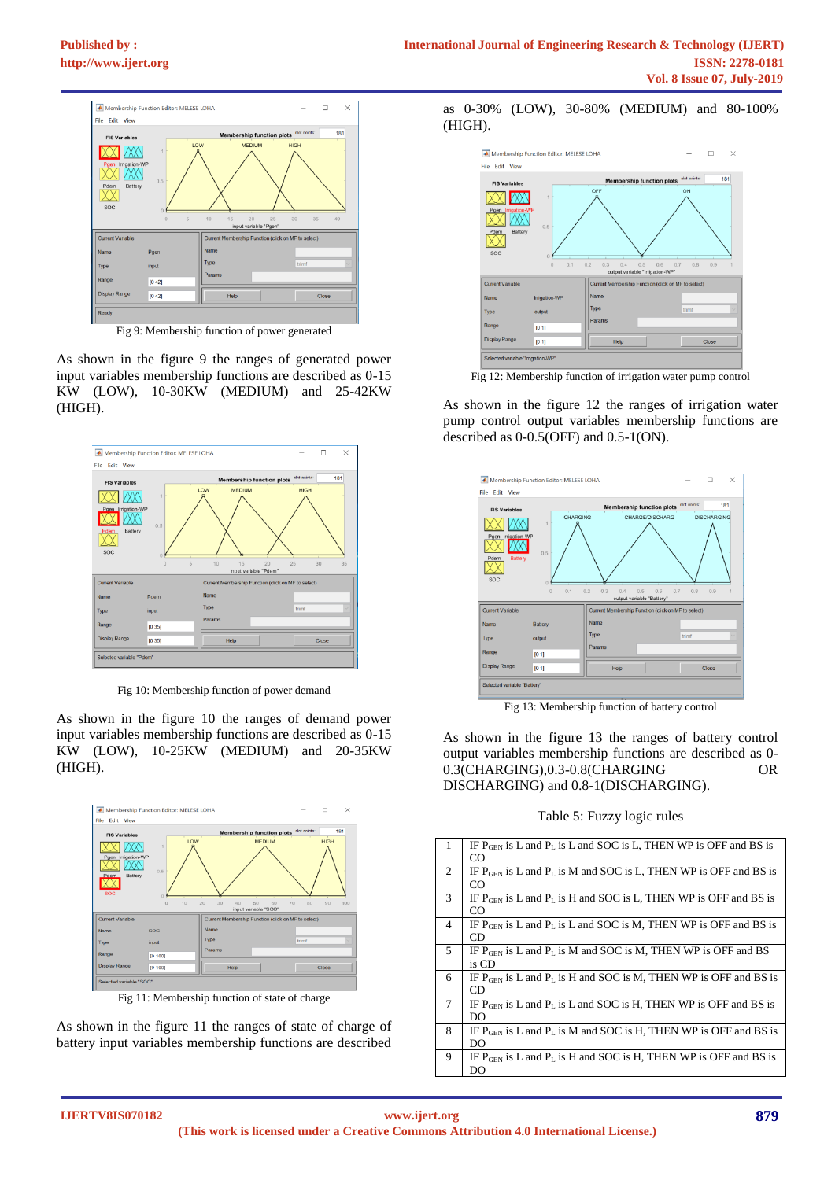Fig 9: Membership function of power generated

As shown in the figure 9 the ranges of generated power input variables membership functions are described as 0-15 KW (LOW), 10-30KW (MEDIUM) and 25-42KW (HIGH).

Fig 10: Membership function of power demand

As shown in the figure 10 the ranges of demand power input variables membership functions are described as 0-15 KW (LOW), 10-25KW (MEDIUM) and 20-35KW (HIGH).

Fig 11: Membership function of state of charge

As shown in the figure 11 the ranges of state of charge of battery input variables membership functions are described as 0-30% (LOW), 30-80% (MEDIUM) and 80-100% (HIGH).

Fig 12: Membership function of irrigation water pump control

As shown in the figure 12 the ranges of irrigation water pump control output variables membership functions are described as 0-0.5(OFF) and 0.5-1(ON).

Fig 13: Membership function of battery control

As shown in the figure 13 the ranges of battery control output variables membership functions are described as 0-0.3(CHARGING),0.3-0.8(CHARGING OR DISCHARGING) and 0.8-1(DISCHARGING).

Table 5: Fuzzy logic rules

| | |
|---|---|
| 1 | IF $P_{GEN}$ is L and $P_L$ is L and SOC is L, THEN WP is OFF and BS is CO |
| 2 | IF $P_{GEN}$ is L and $P_L$ is M and SOC is L, THEN WP is OFF and BS is CO |
| 3 | IF $P_{GEN}$ is L and $P_L$ is H and SOC is L, THEN WP is OFF and BS is CO |
| 4 | IF $P_{GEN}$ is L and $P_L$ is L and SOC is M, THEN WP is OFF and BS is CD |
| 5 | IF $P_{GEN}$ is L and $P_L$ is M and SOC is M, THEN WP is OFF and BS is CD |
| 6 | IF $P_{GEN}$ is L and $P_L$ is H and SOC is M, THEN WP is OFF and BS is CD |
| 7 | IF $P_{GEN}$ is L and $P_L$ is L and SOC is H, THEN WP is OFF and BS is DO |
| 8 | IF $P_{GEN}$ is L and $P_L$ is M and SOC is H, THEN WP is OFF and BS is DO |
| 9 | IF $P_{GEN}$ is L and $P_L$ is H and SOC is H, THEN WP is OFF and BS is DO |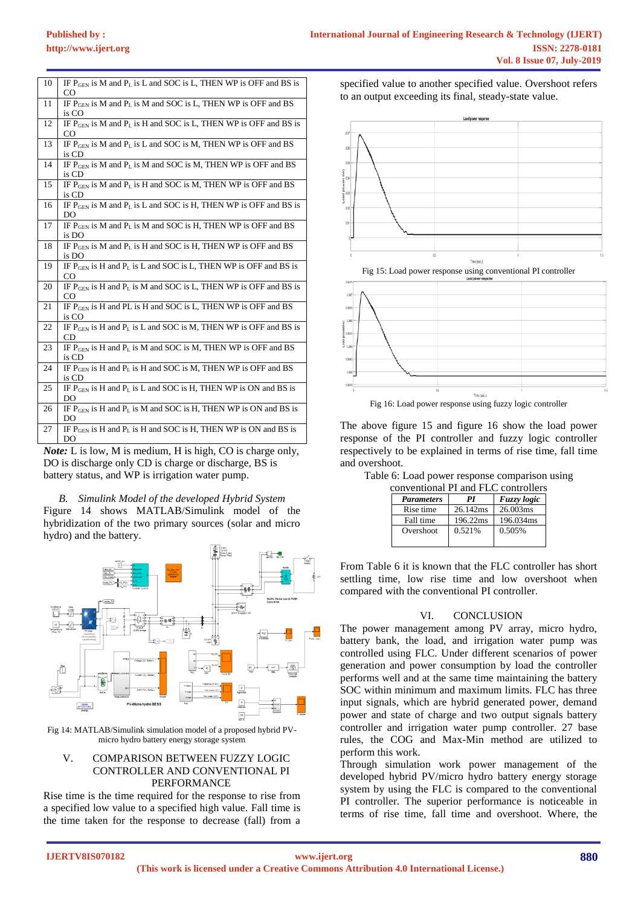| 10 | IF $P_{GEN}$ is M and $P_L$ is L and SOC is L, THEN WP is OFF and BS is CO |
|---|---|
| 11 | IF $P_{GEN}$ is M and $P_L$ is M and SOC is L, THEN WP is OFF and BS is CO |
| 12 | IF $P_{GEN}$ is M and $P_L$ is H and SOC is L, THEN WP is OFF and BS is CO |
| 13 | IF $P_{GEN}$ is M and $P_L$ is L and SOC is M, THEN WP is OFF and BS is CD |
| 14 | IF $P_{GEN}$ is M and $P_L$ is M and SOC is M, THEN WP is OFF and BS is CD |
| 15 | IF $P_{GEN}$ is M and $P_L$ is H and SOC is M, THEN WP is OFF and BS is CD |
| 16 | IF $P_{GEN}$ is M and $P_L$ is L and SOC is H, THEN WP is OFF and BS is DO |
| 17 | IF $P_{GEN}$ is M and $P_L$ is M and SOC is H, THEN WP is OFF and BS is DO |
| 18 | IF $P_{GEN}$ is M and $P_L$ is H and SOC is H, THEN WP is OFF and BS is DO |
| 19 | IF $P_{GEN}$ is H and $P_L$ is L and SOC is L, THEN WP is OFF and BS is CO |
| 20 | IF $P_{GEN}$ is H and $P_L$ is M and SOC is L, THEN WP is OFF and BS is CO |
| 21 | IF $P_{GEN}$ is H and PL is H and SOC is L, THEN WP is OFF and BS is CO |
| 22 | IF $P_{GEN}$ is H and $P_L$ is L and SOC is M, THEN WP is OFF and BS is CD |
| 23 | IF $P_{GEN}$ is H and $P_L$ is M and SOC is M, THEN WP is OFF and BS is CD |
| 24 | IF $P_{GEN}$ is H and $P_L$ is H and SOC is M, THEN WP is OFF and BS is CD |
| 25 | IF $P_{GEN}$ is H and $P_L$ is L and SOC is H, THEN WP is ON and BS is DO |
| 26 | IF $P_{GEN}$ is H and $P_L$ is M and SOC is H, THEN WP is ON and BS is DO |
| 27 | IF $P_{GEN}$ is H and $P_L$ is H and SOC is H, THEN WP is ON and BS is DO |

***Note:*** L is low, M is medium, H is high, CO is charge only, DO is discharge only CD is charge or discharge, BS is battery status, and WP is irrigation water pump.

### *B. Simulink Model of the developed Hybrid System*

Figure 14 shows MATLAB/Simulink model of the hybridization of the two primary sources (solar and micro hydro) and the battery.

Fig 14: MATLAB/Simulink simulation model of a proposed hybrid PV-micro hydro battery energy storage system

## V. COMPARISON BETWEEN FUZZY LOGIC CONTROLLER AND CONVENTIONAL PI PERFORMANCE

Rise time is the time required for the response to rise from a specified low value to a specified high value. Fall time is the time taken for the response to decrease (fall) from a specified value to another specified value. Overshoot refers to an output exceeding its final, steady-state value.

Fig 15: Load power response using conventional PI controller

Fig 16: Load power response using fuzzy logic controller

The above figure 15 and figure 16 show the load power response of the PI controller and fuzzy logic controller respectively to be explained in terms of rise time, fall time and overshoot.

Table 6: Load power response comparison using conventional PI and FLC controllers

| *Parameters* | *PI* | *Fuzzy logic* |
|---|---|---|
| Rise time | 26.142ms | 26.003ms |
| Fall time | 196.22ms | 196.034ms |
| Overshoot | 0.521% | 0.505% |

From Table 6 it is known that the FLC controller has short settling time, low rise time and low overshoot when compared with the conventional PI controller.

## VI. CONCLUSION

The power management among PV array, micro hydro, battery bank, the load, and irrigation water pump was controlled using FLC. Under different scenarios of power generation and power consumption by load the controller performs well and at the same time maintaining the battery SOC within minimum and maximum limits. FLC has three input signals, which are hybrid generated power, demand power and state of charge and two output signals battery controller and irrigation water pump controller. 27 base rules, the COG and Max-Min method are utilized to perform this work.

Through simulation work power management of the developed hybrid PV/micro hydro battery energy storage system by using the FLC is compared to the conventional PI controller. The superior performance is noticeable in terms of rise time, fall time and overshoot. Where, the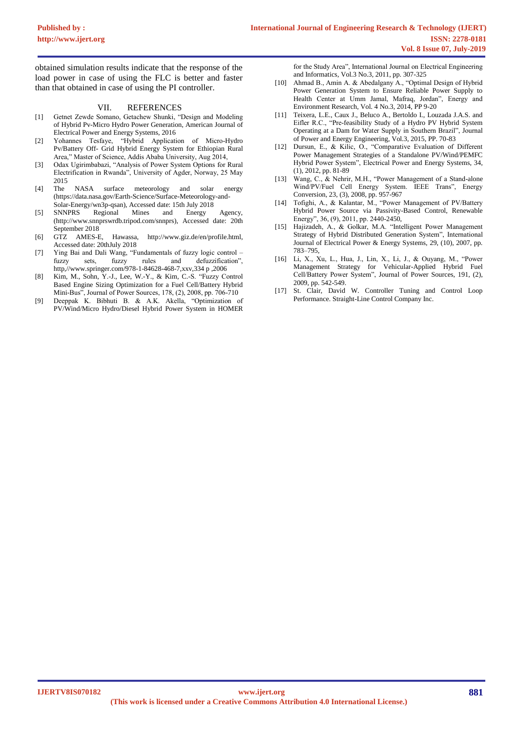obtained simulation results indicate that the response of the load power in case of using the FLC is better and faster than that obtained in case of using the PI controller.

## VII. REFERENCES

[1] Getnet Zewde Somano, Getachew Shunki, "Design and Modeling of Hybrid Pv-Micro Hydro Power Generation, American Journal of Electrical Power and Energy Systems, 2016

[2] Yohannes Tesfaye, "Hybrid Application of Micro-Hydro Pv/Battery Off- Grid Hybrid Energy System for Ethiopian Rural Area," Master of Science, Addis Ababa University, Aug 2014,

[3] Odax Ugirimbabazi, "Analysis of Power System Options for Rural Electrification in Rwanda", University of Agder, Norway, 25 May 2015

[4] The NASA surface meteorology and solar energy (https://data.nasa.gov/Earth-Science/Surface-Meteorology-and-Solar-Energy/wn3p-qsan), Accessed date: 15th July 2018

[5] SNNPRS Regional Mines and Energy Agency, (http://www.snnprswrdb.tripod.com/snnprs), Accessed date: 20th September 2018

[6] GTZ AMES-E, Hawassa, http://www.giz.de/en/profile.html, Accessed date: 20thJuly 2018

[7] Ying Bai and Dali Wang, "Fundamentals of fuzzy logic control – fuzzy sets, fuzzy rules and defuzzification", http,//www.springer.com/978-1-84628-468-7,xxv,334 p ,2006

[8] Kim, M., Sohn, Y.-J., Lee, W.-Y., & Kim, C.-S. "Fuzzy Control Based Engine Sizing Optimization for a Fuel Cell/Battery Hybrid Mini-Bus", Journal of Power Sources, 178, (2), 2008, pp. 706-710

[9] Deeppak K. Bibhuti B. & A.K. Akella, "Optimization of PV/Wind/Micro Hydro/Diesel Hybrid Power System in HOMER for the Study Area", International Journal on Electrical Engineering and Informatics, Vol.3 No.3, 2011, pp. 307-325

[10] Ahmad B., Amin A. & Abedalgany A., "Optimal Design of Hybrid Power Generation System to Ensure Reliable Power Supply to Health Center at Umm Jamal, Mafraq, Jordan", Energy and Environment Research, Vol. 4 No.3, 2014, PP 9-20

[11] Teixera, L.E., Caux J., Beluco A., Bertoldo I., Louzada J.A.S. and Eifler R.C., "Pre-feasibility Study of a Hydro PV Hybrid System Operating at a Dam for Water Supply in Southern Brazil", Journal of Power and Energy Engineering, Vol.3, 2015, PP. 70-83

[12] Dursun, E., & Kilic, O., "Comparative Evaluation of Different Power Management Strategies of a Standalone PV/Wind/PEMFC Hybrid Power System", Electrical Power and Energy Systems, 34, (1), 2012, pp. 81-89

[13] Wang, C., & Nehrir, M.H., "Power Management of a Stand-alone Wind/PV/Fuel Cell Energy System. IEEE Trans", Energy Conversion, 23, (3), 2008, pp. 957-967

[14] Tofighi, A., & Kalantar, M., "Power Management of PV/Battery Hybrid Power Source via Passivity-Based Control, Renewable Energy", 36, (9), 2011, pp. 2440-2450,

[15] Hajizadeh, A., & Golkar, M.A. "Intelligent Power Management Strategy of Hybrid Distributed Generation System", International Journal of Electrical Power & Energy Systems, 29, (10), 2007, pp. 783–795,

[16] Li, X., Xu, L., Hua, J., Lin, X., Li, J., & Ouyang, M., "Power Management Strategy for Vehicular-Applied Hybrid Fuel Cell/Battery Power System", Journal of Power Sources, 191, (2), 2009, pp. 542-549.

[17] St. Clair, David W. Controller Tuning and Control Loop Performance. Straight-Line Control Company Inc.